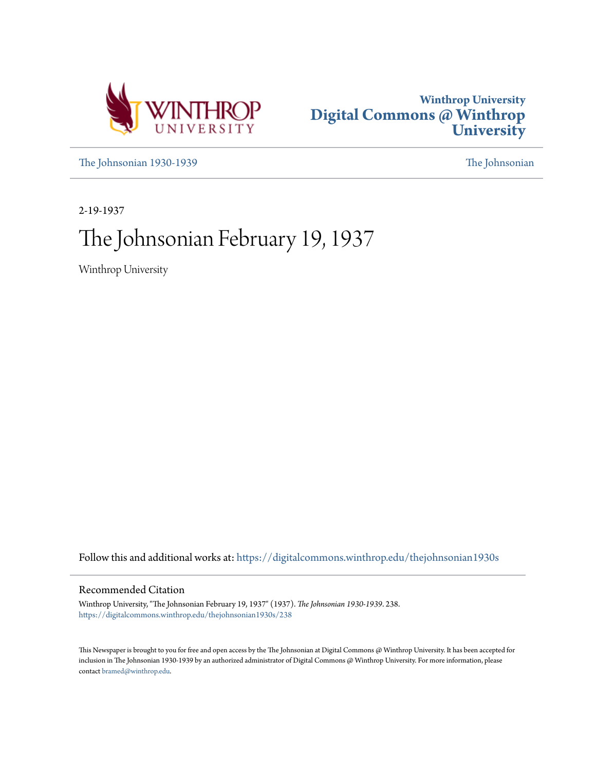Winthrop University
Digital Commons @ Winthrop University

The Johnsonian 1930-1939

The Johnsonian

2-19-1937

# The Johnsonian February 19, 1937

Winthrop University

Follow this and additional works at: https://digitalcommons.winthrop.edu/thejohnsonian1930s

## Recommended Citation

Winthrop University, "The Johnsonian February 19, 1937" (1937). *The Johnsonian 1930-1939*. 238.
https://digitalcommons.winthrop.edu/thejohnsonian1930s/238

This Newspaper is brought to you for free and open access by the The Johnsonian at Digital Commons @ Winthrop University. It has been accepted for inclusion in The Johnsonian 1930-1939 by an authorized administrator of Digital Commons @ Winthrop University. For more information, please contact bramed@winthrop.edu.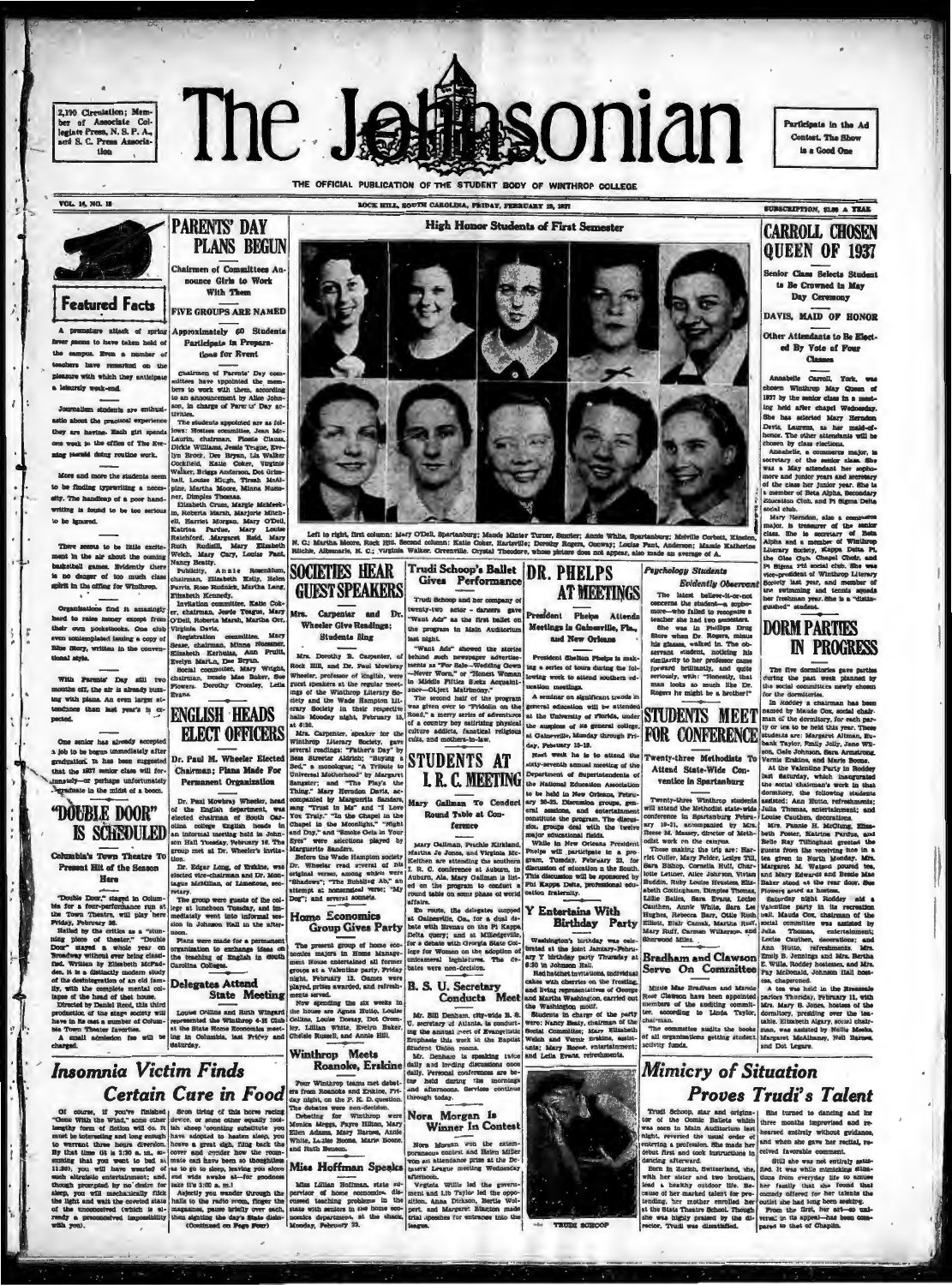2,190 Circulation; Member of Associate Collegiate Press, N. S. P. A., and S. C. Press Association

# The Johnsonian

Participate in the Ad Contest. The Show is a Good One

THE OFFICIAL PUBLICATION OF THE STUDENT BODY OF WINTHROP COLLEGE

VOL. 14, NO. 18 — ROCK HILL, SOUTH CAROLINA, FRIDAY, FEBRUARY 19, 1937 — SUBSCRIPTION, $1.00 A YEAR

## Featured Facts

A premature attack of spring fever seems to have taken hold of the campus. Even a number of teachers have remarked on the pleasure with which they anticipate a leisurely week-end.

Journalism students are enthusiastic about the practical experience they are having. Each girl spends one week in the office of The Evening Herald doing routine work.

More and more the students seem to be finding typewriting a necessity. The handicap of a poor handwriting is found to be too serious to be ignored.

There seems to be little excitement in the air about the coming basketball games. Evidently there is no danger of too much class spirit in the offing for Winthrop.

Organizations find it amazingly hard to raise money except from their own pocketbooks. One club even contemplated issuing a copy of Blue Story, written in the conventional style.

With Parents' Day still two months off, the air is already buzzing with plans. An even larger attendance than last year's is expected.

One senior has already accepted a job to be begun immediately after graduation. It has been suggested that the 1937 senior class will fortunately—or perhaps unfortunately—graduate in the midst of a boom.

## PARENTS' DAY PLANS BEGUN

### Chairmen of Committees Announce Girls to Work With Them

### FIVE GROUPS ARE NAMED

### Approximately 60 Students Participate in Preparations for Event

Chairmen of Parents' Day committees have appointed the members to work with them, according to an announcement by Alice Johnson, in charge of Parents' Day activities.

The students appointed are as follows: Hostess committee, Jean McLaurin, chairman, Flossie Clauss, Dickie Williams, Jessie Teague, Evelyn Brock, Dee Bryan, Lib Walker Cockfield, Katie Coker, Virginia Walker, Briggs Anderson, Dot Grimball, Louise Klugh, Thrash McAlpine, Martha Moore, Minna Nussner, Dimples Thomas.

Elizabeth Crum, Margie McMeekin, Roberta Marsh, Marjorie Mitchell, Harriet Morgan, Mary O'Dell, Katrina Pardue, Mary Louise Ratchford, Margaret Reid, Mary Ruth Rudisill, Mary Elizabeth Welch, Mary Cary, Louise Fant, Nancy Beatty.

Publicity, Annie Rosenblum, chairman, Elizabeth Kelly, Helen Ferris, Rose Rodnick, Martha Long, Elizabeth Kennedy.

Invitation committee, Katie Coker, chairman, Jessie Teague, Mary O'Dell, Roberta Marsh, Martha Orr, Virginia Davis.

Registration committee, Mary Sease, chairman, Minna Nussner, Elizabeth Kerhulas, Ann Pruitt, Evelyn Martin, Dee Bryan.

Social committee, Mary Wright, chairman, Bessie Mae Baker, Sue Flowers, Dorothy Crossley, Leila Evans.

## "DOUBLE DOOR" IS SCHEDULED

### Columbia's Town Theatre To Present Hit of the Season Here

"Double Door" staged in Columbia for a four-performance run at the Town Theatre, will play here Friday, February 26.

Hailed by the critics as a "stunning piece of theatre," "Double Door" stayed a whole year on Broadway without ever being classified. Written by Elizabeth McFadden, it is a distinctly modern study of the disintegration of an old family, with the complete mental collapse of the head of that house.

Directed by Daniel Reed, this third production of the stage society will have in its cast a number of Columbia Town Theater favorites.

A small admission fee will be charged.

## High Honor Students of First Semester

Left to right, first column: Mary O'Dell, Spartanburg; Maude Minter Turner, Sumter; Annie White, Spartanburg; Melville Corbett, Kinston, N. C.; Martha Moore, Rock Hill. Second column: Katie Coker, Hartsville; Dorothy Rogers, Conway; Louise Fant, Anderson; Mamie Katherine Ritchie, Albemarle, N. C.; Virginia Walker, Greenville. Crystal Theodore, whose picture does not appear, also made an average of A.

## SOCIETIES HEAR GUEST SPEAKERS

### Mrs. Carpenter and Dr. Wheeler Give Readings; Students Sing

Mrs. Dorothy R. Carpenter, of Rock Hill, and Dr. Paul Mowbray Wheeler, professor of English, were guest speakers at the regular meetings of the Winthrop Literary Society and the Wade Hampton Literary Society in their respective halls Monday night, February 15, at 6:30.

Mrs. Carpenter, speaker for the Winthrop Literary Society, gave several readings: "Father's Day" by Bess Streeter Aldrich; "Buying a Bed," a monologue; "A Tribute to Universal Motherhood" by Margaret Sangster; and "The Play's the Thing." Mary Herndon Davis, accompanied by Marguerite Sanders, sang "Trust in Me" and "I Love You Truly." "In the Chapel in the Moonlight," "Night and Day," and "Smoke Gets in Your Eyes" were selections played by Marguerite Sanders.

Before the Wade Hampton society Dr. Wheeler read several of his original verses, among which were "Shadows"; "The Bubbling Ab," an attempt at nonsensical verse; "My Dog"; and several sonnets.

## ENGLISH HEADS ELECT OFFICERS

### Dr. Paul M. Wheeler Elected Chairman; Plans Made For Permanent Organization

Dr. Paul Mowbray Wheeler, head of the English department, was elected chairman of South Carolina college English heads at an informal meeting held in Johnson Hall Tuesday, February 16. The group met at Dr. Wheeler's invitation.

Dr. Edgar Long, of Erskine, was elected vice-chairman and Dr. Montague McMillan, of Limestone, secretary.

The group were guests of the college at luncheon Tuesday, and immediately went into informal session in Johnson Hall in the afternoon.

Plans were made for a permanent organization to exchange ideas on the teaching of English in South Carolina Colleges.

## Delegates Attend State Meeting

Louise Collins and Ruth Wingard represented the Winthrop 4-H Club at the State Home Economics meeting in Columbia, last Friday and Saturday.

## Home Economics Group Gives Party

The present group of home economics majors in Home Management House entertained all former groups at a Valentine party, Friday night, February 12. Games were played, prizes awarded, and refreshments served.

Now spending the six weeks in the house are Agnes Hutto, Louise Collins, Louise Dorsey, Dot Crossley, Lillian White, Evelyn Baker, Chelsie Russell, and Annie Hill.

## Winthrop Meets Roanoke, Erskine

Four Winthrop teams met debaters from Roanoke and Erskine, Friday night, on the P. R. Q. question. The debates were non-decision.

Debating for Winthrop were Monica Meggs, Fayre Hilton, Mary Ellen Adams, Mary Barnes, Annie White, Louise Boone, Marie Boone, and Ruth Benson.

## Trudi Schoop's Ballet Gives Performance

Trudi Schoop and her company of twenty-two actor-dancers gave "Want Ads" as the first ballet on the program in Main Auditorium last night.

"Want Ads" showed the stories behind such newspaper advertisements as "For Sale—Wedding Gown—Never Worn," or "Honest Woman in Middle Fifties Seeks Acquaintance—Object Matrimony."

The second half of the program was given over to "Fridolin on the Road," a merry series of adventures of a country boy satirizing physical culture addicts, fanatical religious cults, and mothers-in-law.

## STUDENTS AT I. R. C. MEETING

### Mary Gallman To Conduct Round Table at Conference

Mary Gallman, Prochie Kirkland, Martha Jo Jones, and Virginia McKeithen are attending the southern I. R. C. conference at Auburn, in Auburn, Ala. Mary Gallman is listed on the program to conduct a round table on some phase of world affairs.

En route, the delegates stopped at Gainesville, Ga., for a dual debate with Brenau on the Pi Kappa Delta query; and at Milledgeville, for a debate with Georgia State College for Women on the adoption of unicameral legislatures. The debates were non-decision.

## B. S. U. Secretary Conducts Meet

Mr. Bill Denham, city-wide B. S. U. secretary of Atlanta, is conducting the annual meet of Evangelistic Emphasis this week in the Baptist Student Union rooms.

Mr. Denham is speaking twice daily and having discussions each day. Personal conferences are being held during the mornings and afternoons. Services continue through today.

## Nora Morgan Is Winner In Contest

Nora Morgan won the extemporaneous contest and Helen Miller won an honorable prize at the Debaters' League meeting Wednesday afternoon.

Virginia Willis led the government and Lib Taylor led the opposition. Anna Dickson, Bertie Wolpert, and Margaret Elmore made trial speeches for entrance into the league.

## Miss Hoffman Speaks

Miss Lillian Hoffman, state supervisor of home economics, discussed teaching problems in the state with seniors in the home economics department, at the shack, Monday, February 22.

## DR. PHELPS AT MEETINGS

### President Phelps Attends Meetings in Gainesville, Fla., and New Orleans

President Shelton Phelps is making a series of tours during the following week to attend southern education meetings.

A seminar on significant trends in general education will be attended at the University of Florida, under the auspices of its general college, at Gainesville, Monday through Friday, February 15-19.

Next week he is to attend the sixty-seventh annual meeting of the Department of Superintendents of the National Education Association to be held in New Orleans, February 20-25. Discussion groups, general sessions, and entertainment constitute the program. The discussion groups deal with the twelve major educational fields.

While in New Orleans President Phelps will participate in a program, Tuesday, February 23, for discussion of education in the South. This discussion will be sponsored by Phi Kappa Delta, professional education fraternity.

## Y Entertains With Birthday Party

Washington's birthday was celebrated at the joint January-February Y birthday party Thursday at 6:30 in Johnson Hall.

Red hatchet invitations, individual cakes with cherries on the frosting, and living representatives of George and Martha Washington carried out the Washington motif.

Students in charge of the party were: Nancy Beaty, chairman of the Social Committee; Mary Elizabeth Welch and Vernie Erskine, assistants; Mary Boone, entertainment; and Leila Evans, refreshments.

TRUDI SCHOOP

## Psychology Students Evidently Observant

The latest believe-it-or-not concerns the student—a sophomore—who failed to recognize a teacher she had two semesters.

She was in Phillips Drug Store when Dr. Rogers, minus his glasses, walked in. The observant student, noticing his similarity to her professor came forward brilliantly, and quite seriously, with: "Honestly, that man looks so much like Dr. Rogers he might be a brother!"

## STUDENTS MEET FOR CONFERENCE

### Twenty-three Methodists To Attend State-Wide Convention in Spartanburg

Twenty-three Winthrop students will attend the Methodist state-wide conference in Spartanburg February 19-21, accompanied by Mrs. Reese M. Massey, director of Methodist work on the campus.

Those making the trip are: Harriet Collier, Mary Felder, Leslye Till, Sara Bishop, Cornelia Hoff, Charlotte Leitner, Alice Johnson, Vivian Buddin, Ruby Louise Houston, Elizabeth Cottingham, Dimples Thomas, Lillie Bailes, Sara Evans, Lottie Cauthen, Annie White, Sara Lee Hughes, Rebecca Barr, Ottie Ruth Elliott, Elair Canak, Martha Ruff, Mary Ruff, Carmen Wilkerson, and Sherwood Miles.

## Bradham and Clawson Serve On Committee

Minnie Mae Bradham and Mamie Root Clawson have been appointed members of the auditing committee, according to Linda Taylor, chairman.

The committee audits the books of all organizations getting student activity funds.

## CARROLL CHOSEN QUEEN OF 1937

### Senior Class Selects Student to Be Crowned in May Day Ceremony

### DAVIS, MAID OF HONOR

### Other Attendants to Be Elected By Vote of Four Classes

Annabelle Carroll, York, was chosen Winthrop May Queen of 1937 by the senior class in a meeting held after chapel Wednesday. She has selected Mary Herndon Davis, Laurens, as her maid-of-honor. The other attendants will be chosen by class elections.

Annabelle, a commerce major, is secretary of the senior class. She was a May attendant her sophomore and junior years and secretary of the class her junior year. She is a member of Beta Alpha, Secondary Education Club, and Pi Sigma Delta social club.

Mary Herndon, also a commerce major, is treasurer of the senior class. She is secretary of Beta Alpha and a member of Winthrop Literary Society, Kappa Delta Pi, the Glee Club, Chapel Choir, and Pi Sigma Phi social club. She was vice-president of Winthrop Literary Society last year, and member of the swimming and tennis squads her freshman year. She is a "distinguished" student.

## DORM PARTIES IN PROGRESS

The five dormitories gave parties during the past week planned by the social committees newly chosen for the dormitories.

In Roddey a chairman has been named by Maude Cox, social chairman of the dormitory, for each party or tea to be held this year. These students are: Margaret Altman, Eubank Taylor, Emily Jolly, Jane Wilson, Cele Johnson, Sara Armstrong, Vernie Erskine, and Marie Boone.

At the Valentine Party in Roddey last Saturday, which inaugurated the social chairman's work in that dormitory, the following students assisted: Ann Hutto, refreshments; Julia Thomas, entertainment; and Louise Cauthen, decorations.

Mrs. Fannie H. McGlone, Elizabeth Foster, Katrine Pardue, and Belle Ray Tillinghast greeted the guests from the receiving line in a tea given in North Monday. Mrs. Margaret M. Watson poured tea, and Mary Edwards and Bessie Mae Baker stood at the rear door. Sue Flowers acted as hostess.

Saturday night Roddey had a Valentine party in its recreation hall. Maude Cox, chairman of the social committee was assisted by Julia Thomas, entertainment; Louise Cauthen, decorations; and Ann Hutto, refreshments. Mrs. Emily S. Jennings and Mrs. Bertha E. Wills, Roddey hostesses, and Mrs. Fay McDonald, Johnson Hall hostess, chaperoned.

A tea was held in the Breazeale parlors Thursday, February 11, with Mrs. Mary S. Jones, hostess of the dormitory, presiding over the tea-table. Elizabeth Algary, social chairman, was assisted by Nellie Meeks, Margaret McAlhaney, Nell Barnes, and Dot Legare.

## Insomnia Victim Finds Certain Cure in Food

Of course, if you're finished "Gone With the Wind," some other lengthy form of fiction will do. It must be interesting and long enough to warrant three hours diversion. By that time (it is 2:30 a. m., assuming that you went to bed at 11:30), you will have acquired such altruistic entertainment, and, though prompted by no desire for sleep, you will mechanically flick the light and wait the coveted state of the unconcerned (which is already a preconceived impossibility with you).

Soon tiring of this horse racing device, or some other equally foolish sheep "counting substitute you have adopted to hasten sleep, you heave a great sigh, fling back the cover and consider how the roommate could have been so thoughtless as to go to sleep, leaving you alone and wide awake at—for goodness sake it's 3:00 a. m.!

Abjectly you wander through the halls to the radio room, finger the magazines, pause briefly over each, then sighing the day's State dia- (Continued on Page Four)

## Mimicry of Situation Proves Trudi's Talent

Trudi Schoop, star and originator of the Comic Ballets which was seen in Main Auditorium last night, reversed the usual order of entering a profession. She made her debut first and took instructions in dancing afterward.

Born in Zurich, Switzerland, she, with her sister and two brothers, lead a healthy outdoor life. Because of her marked talent for pretending, her mother enrolled her at the State Theatre School. Though she was highly praised by the director, Trudi was dissatisfied.

She turned to dancing and for three months improvised and rehearsed entirely without guidance, and when she gave her recital, received favorable comment.

Still she was not entirely satisfied. It was while mimicking situations from everyday life to amuse her family that she found that comedy offered for her talents the outlet she had long been seeking. From the first, her art—so universal in its appeal—has been compared to that of Chaplin.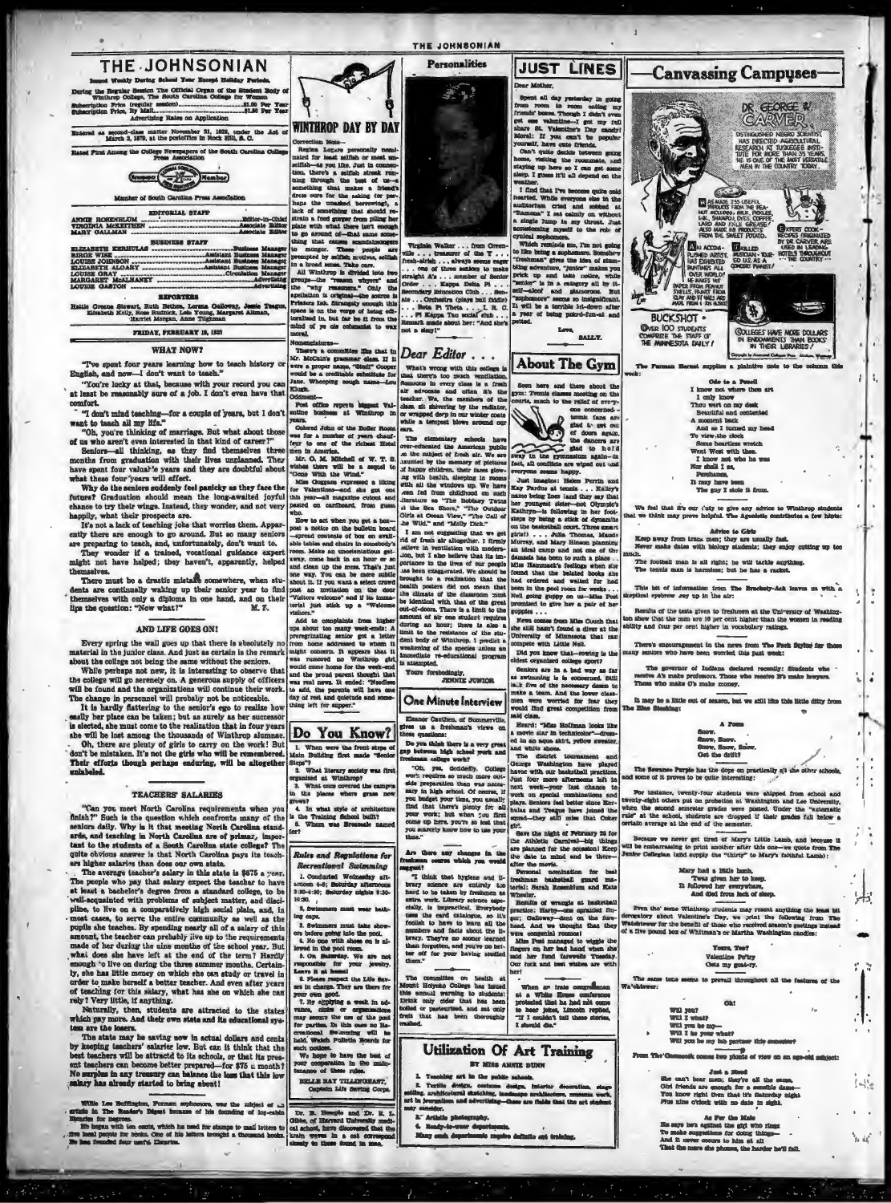# THE JOHNSONIAN

Issued Weekly During School Year Except Holiday Periods.

During the Regular Session The Official Organ of the Student Body of Winthrop College, The South Carolina College for Women

Subscription Price (regular session).................................$1.00 Per Year
Subscription Price, By Mail...........................................$1.50 Per Year

Advertising Rates on Application

Entered as second-class matter November 21, 1923, under the Act of March 3, 1879, at the postoffice in Rock Hill, S. C.

Rated First Among the College Newspapers of the South Carolina College Press Association

Member of South Carolina Press Association

### EDITORIAL STAFF

ANNIE ROSENBLUM .......................................Editor-in-Chief
VIRGINIA McKEITHEN ...................................Associate Editor
MARY GALLMAN ..........................................Associate Editor

### BUSINESS STAFF

ELIZABETH KERHULAS ...................................Business Manager
BIRGIE WISE ...........................................Assistant Business Manager
LOUISE JOHNSON ......................................Assistant Business Manager
ELIZABETH ALOARY ....................................Assistant Business Manager
LOUISE GRAY .............................................Circulation Manager
MARGARET McALHANEY .....................................Advertising
LOUISE GASTON ...............................................Advertising

### REPORTERS

Hattie Greene Stewart, Ruth Bethea, Lorena Galloway, Jessie Teague, Elizabeth Kelly, Rose Rudnick, Lois Young, Margaret Altman, Harriet Morgan, Anne Tillghman

FRIDAY, FEBRUARY 19, 1937

## WHAT NOW?

"I've spent four years learning how to teach history or English, and now—I don't want to teach."

"You're lucky at that, because with your record you can at least be reasonably sure of a job. I don't even have that comfort."

"I don't mind teaching—for a couple of years, but I don't want to teach all my life."

"Oh, you're thinking of marriage. But what about those of us who aren't even interested in that kind of career?"

Seniors—all thinking, as they find themselves three months from graduation with their lives unplanned. They have spent four valuable years and they are doubtful about what these four years will effect.

Why do the seniors suddenly feel panicky as they face the future? Graduation should mean the long-awaited joyful chance to try their wings. Instead, they wonder, and not very happily, what their prospects are.

It's not a lack of teaching jobs that worries them. Apparently there are enough to go around. But so many seniors are preparing to teach, and, unfortunately, don't want to.

They wonder if a trained, vocational guidance expert might not have helped; they haven't, apparently, helped themselves.

There must be a drastic mistake somewhere, when students are continually waking up their senior year to find themselves with only a diploma in one hand, and on their lips the question: "Now what?" M. T.

## AND LIFE GOES ON!

Every spring the wail goes up that there is absolutely no material in the junior class. And just as certain is the remark about the college not being the same without the seniors.

While perhaps not new, it is interesting to observe that the college will go serenely on. A generous supply of officers will be found and the organizations will continue their work. The change in personnel will probably not be noticeable.

It is hardly flattering to the senior's ego to realize how easily her place can be taken; but as surely as her successor is elected, she must come to the realization that in four years she will be lost among the thousands of Winthrop alumnae.

Oh, there are plenty of girls to carry on the work! But don't be mistaken. It's not the girls who will be remembered. Their efforts though perhaps enduring, will be altogether unlabeled.

## TEACHERS' SALARIES

"Can you meet North Carolina requirements when you finish?" Such is the question which confronts many of the seniors daily. Why is it that meeting North Carolina standards, and teaching in North Carolina are of primary importance to the students of a South Carolina state college? The quite obvious answer is that North Carolina pays its teachers higher salaries than does our own state.

The average teacher's salary in this state is $675 a year. The people who pay that salary expect the teacher to have at least a bachelor's degree from a standard college, to be well-acquainted with problems of subject matter, and discipline, to live on a comparatively high social plain, and, in most cases, to serve the entire community as well as the pupils she teaches. By spending nearly all of a salary of this amount, the teacher can probably live up to the requirements made of her during the nine months of the school year. But what does she have left at the end of the term? Hardly enough to live on during the three summer months. Certainly, she has little money on which she can study or travel in order to make herself a better teacher. And even after years of teaching for this salary, what has she on which she can rely? Very little, if anything.

Naturally, then, students are attracted to the states which pay more. And their own state and its educational system are the losers.

The state may be saving now in actual dollars and cents by keeping teachers' salaries low. But can it think that the best teachers will be attracted to its schools, or that its present teachers can become better prepared—for $75 a month? No surplus in any treasury can balance the loss that this low salary has already started to bring about!

---

Willie Lee Buffington, Furman sophomore, was the subject of an article in The Reader's Digest because of his founding of log-cabin libraries for negroes.

He began with ten cents, which he used for stamps to mail letters to five local people for books. One of his letters brought a thousand books. He has founded four more libraries.

---

## WINTHROP DAY BY DAY

Correction Note—

Regina Legare personally nominated for least selfish or most unselfish—as you like. Just in connection, there's a selfish streak running through the best of us—something that makes a friend's dress ours for the asking (or perhaps the unasked borrowing), a lack of something that should restrain a food gorger from piling her plate with what there isn't enough to go around of—that same something that causes scandalmongers to monger. These people are prompted by selfish motives, selfish in a broad sense. Take care.

All Winthrop is divided into two groups—the "reason whyers" and the "why reasoners." Only the spelling is original—the source is Printers Ink. Strangely enough this space is on the verge of being editorialized in, but far be it from the mind of ye ole columnist to wax moral.

Nomenclatures—

There's a committee like that in Mr. McColl's grammar class. If it were a proper name, "Stoll" Cooper would be a creditable substitute for Jane. Whooping cough name—Lou Kluss.

Oddments—

Post office reports biggest Valentine business at Winthrop in years.

Colored John of the Boiler Room was for a number of years chauffeur to one of the richest Hotel men in America.

Mr. O. M. Mitchell of W. T. S. wishes there will be a sequel to "Gone With the Wind."

Miss Coggans expressed a liking for Valentines—and she got one this year—all magazine cutout and pasted on cardboard, from guess who.

How to act when you get a box—post a notice on the bulletin board—spread contents of box on available tables and chairs in somebody's room. Make an unostentatious getaway. Come back in an hour or so and clean up the mess. That's just one way. You can be more subtle about it. If you want a select crowd post an invitation on the door "Visitors welcome" and if the immaterial just stick up a "Welcome visitors."

Add to complaints from higher ups about too many week-ends: A preregistrating senior got a letter from home addressed to whom it might concern. It appears that it was rumored on Winthrop girls would come home for the week-end and the proud parent thought that was real news. It ended: "Needless to add, the parents will have one day of rest and quietude and something left for supper."

## Do You Know?

1. When were the front steps of Main Building first made "Senior Steps"?
2. What literary society was first organized at Winthrop?
3. What once covered the campus in the places where grass now grows?
4. In what style of architecture is the Training School built?
5. Whom was Breazeale named for?

## Rules and Regulations for Recreational Swimming

1. Conducted Wednesday afternoons 4-5; Saturday afternoons 2:30-4:30; Saturday nights 8:30-10:30.
2. Swimmers must wear bathing caps.
3. Swimmers must take showers before going into the pool.
4. No one with shoes on is allowed in the pool room.
5. On Saturday. We are not responsible for your jewelry. Leave it at home!
6. Please respect the Life Savers in charge. They are there for your own good.
7. By applying a week in advance, clubs or organizations may secure the use of the pool for parties. In this case no Recreational Swimming will be held. Watch Bulletin Boards for such notices.

We hope to have the best of your cooperation in the maintenance of these rules.

BELLE MAY TILLINGHAST,
Captain Life Saving Corps.

---

Dr. B. Beagle and Dr. E. L. Gibbs, of Harvard University medical school, have discovered that the brain waves in a cat correspond closely to those found in man.

---

## Personalities

Virginia Walker . . . from Greenville . . . treasurer of the Y . . . fresh-airish . . . always seems eager . . . one of three seniors to make straight A's . . . member of Senior Order . . . Kappa Delta Pi . . . Secondary Education Club . . . Senate . . . Orchestra (plays bull fiddle) . . . Beta Pi Theta . . . I. R. C. . . . Pi Kappa Tau social club . . . Remark made about her: "And she's not a sissy!"

## Dear Editor . . .

What's wrong with this college is that there's too much ventilation. Someone in every class is a fresh air advocate and often it's the teacher. We, the members of the class, sit shivering by the radiator, or wrapped deep in our winter coats while a tempest blows around our ears.

The elementary schools have over-educated the American public on the subject of fresh air. We are haunted by the memory of pictures of happy children, their faces glowing with health, sleeping in rooms with all the windows up. We have been fed from childhood on such literature as "The Bobbsey Twins at the Sea Shore," "The Outdoor Girls at Ocean View," "The Call of the Wild," and "Molly Dick."

I am not suggesting that we get rid of fresh air altogether. I firmly believe in ventilation with moderation, but I also believe that its importance in the lives of our people has been exaggerated. We should be brought to a realization that the health posters did not mean that the climate of the classroom must be identical with that of the great out-of-doors. There is a limit to the amount of air one student requires during an hour; there is also a limit to the resistance of the student body of Winthrop. I predict a weakening of the species unless an immediate re-educational program is attempted.

Yours forebodingly,
JENNIE JUNIOR

## One Minute Interview

Eleanor Carthen, of Summerville, gives us a freshman's views on these questions:

**Do you think there is a very great gap between high school work and freshman college work?**

"Oh, yes, decidedly. College work requires so much more outside preparation than was necessary in high school. Of course, if you budget your time, you usually find that there's plenty for all your work; but when you first come up here, you're so lost that you scarcely know how to use your time."

**Are there any changes in the freshman courses which you would suggest?**

"I think that hygiene and library science are entirely too hard to be taken by freshmen as extra work. Library science especially, is impractical. Everybody uses the card catalogue, so it's foolish to have to learn all the numbers and facts about the library. They're no sooner learned than forgotten, and you're no better off for your having studied them."

---

The committee on health at Mount Holyoke College has issued this annual warning to students: Drink only cider that has been boiled or pasteurized, and eat only fruit that has been thoroughly washed.

---

## JUST LINES

Dear Mother,

Spent all day yesterday in going from room to room eating my friends' boxes. Though I didn't even get one valentine—I got my full share St. Valentine's Day candy! Moral: If you can't be popular yourself, have cute friends.

Can't quite decide between going home, visiting the roommate, and staying up here so I can get some sleep. I guess it'll all depend on the weather.

I find that I've become quite cold hearted. While everyone else in the auditorium cried and sobbed at "Ramona" I sat calmly on without a single lump in my throat. Just accustoming myself to the role of cynical sophomore.

Which reminds me, I'm not going to like being a sophomore. Somehow "freshman" gives the idea of stumbling adventure, "junior" makes you prick up and take notice, while "senior" is in a category all by itself—aloof and glamorous. But "sophomore" seems so insignificant. It will be a terrible let-down after a year of being pointed-fun-at and petted.

Love,
SALLY.

## About The Gym

Seen here and there about the gym: Tennis classes meeting on the courts, much to the relief of everyone concerned—tennis fans are glad to get out of doors again, the dancers are glad to ho! away in the gymnasium again—in fact, all conflicts are wiped out and everyone seems happy.

Just imagine: Helen Perrin and Kay Pardue at tennis . . . Kelley's name being Inez (and they say that her youngest sister—not Olympic's Kathryn—is following in her footsteps by being a stick of dynamite on the basketball court. Those smart girls!) . . . Julia Thomas, Maude Murray, and Mary Hinson planning an island camp and not one of the damsels has been to such a place . . . Miss Hanmack's feelings when she found that the belated books she had ordered and waited for had been in the pool room for weeks . . . Nell going puppy on us—Miss Post promised to give her a pair of her puppies . . .

News comes from Miss Couch that she still hasn't found a diver at the University of Minnesota that can compete with Little Nell.

Did you know that—rowing is the oldest organized college sport?

Seniors are in a bad way as far as swimming is to be concerned. Still lack five of the necessary dozen to make a team. And the lower classmen were worried for fear they would find great competition from said class.

Heard: "Miss Hoffman looks like a movie star in technicolor—dressed in an aqua skirt, yellow sweater, and white shoes."

The district tournament and George Washington have played havoc with our basketball practices. Just four more afternoons left in next week—your last chance to work on special combinations and plays. Seniors feel better since Kerhulas and Teague have joined the squad—they still miss that Coker girl.

Save the night of February 26 for the Athletic Carnival—big things are planned for the occasion! Keep the date in mind and be there—after the movie.

Personal nomination for best freshman basketball guard material: Sarah Rosenblum and Kate Wheeler.

Results of wrangle at basketball practice: Harby—one sprained finger; Galloway—dent on the forehead. And we thought that they were congenial roomies!

Miss Post managed to wiggle the fingers on her bad hand when she said her fond farewells Tuesday. Our luck and best wishes are with her!

---

When an irate congressman at a White House conference protested that he had not come to hear jokes, Lincoln replied, "If I couldn't tell these stories, I should die."

---

## Utilization Of Art Training

BY MISS ANNIE DUNN

1. Teaching art in the public schools.
2. Textile design, costume design, interior decoration, stage setting, architectural sketching, landscape architecture, museum work, art in journalism and advertising—these are fields that the art student may consider.
3. Artistic photography.
4. Ready-to-wear departments.

Many such departments require definite art training.

---

## Canvassing Campuses

DR. GEORGE W. CARVER

DISTINGUISHED NEGRO SCIENTIST, HAS DIRECTED AGRICULTURAL RESEARCH AT TUSKEGEE INSTITUTE FOR MORE THAN 35 YEARS. HE IS ONE OF THE MOST VERSATILE MEN IN THE COUNTRY TODAY.

HE HAS MADE 285 USEFUL PRODUCTS FROM THE PEANUT INCLUDING MILK, PICKLES, INK, SHAMPOO, DYES, COFFEE, LARD AND AXLE GREASE! ALSO MADE 118 PRODUCTS FROM THE SWEET POTATO.

AN ACCOMPLISHED ARTIST, HIS PAINTINGS HAVE BEEN EXHIBITED ALL OVER THE WORLD! HE MAKES HIS PAPER FROM PEANUT SHELLS, PAINT FROM CLAY AND PIT-MADE ARE MADE FROM 10 HIS OWN!

EXPERT COOK—RECIPES ORIGINATED BY DR. CARVER ARE USED IN LEADING HOTELS THROUGHOUT THE COUNTRY—

POLLED MUSICIAN—TOURED THE U.S. AS A CONCERT PIANIST!

BUCKSHOT • OVER 100 STUDENTS COMPRISE THE STAFF OF THE MINNESOTA DAILY!

COLLEGES HAVE MORE DOLLARS IN ENDOWMENTS THAN BOOKS IN THEIR LIBRARIES!

The Furman Hornet supplies a plaintive note to the column this week:

> Ode to a Pencil
> I know not where thou art
> I only know
> Thou wert on my desk
> Beautiful and contented
> A moment back
> And as I turned my head
> To view the clock
> Some heartless wretch
> Went West with thee.
> I know not who he was
> Nor shall I ask,
> Perchance,
> It may have been
> The guy I stole it from.

We feel that it's our duty to give any advice to Winthrop students that we think may prove helpful. The Agnostic contributes a few hints:

**Advice to Girls**

Keep away from track men; they are usually fast.
Never make dates with biology students; they enjoy cutting up too much.
The football man is all right; he will tackle anything.
The tennis man is harmless; but he has a racket.

This bit of information from The Brackety-Ack leaves us with a skeptical eyebrow way up in the air:

Results of the tests given to freshmen at the University of Washington show that the men are 10 per cent higher than the women in reading ability and four per cent higher in vocabulary ratings.

There's encouragement in the news from The Park Stylus for those many seniors who have been worried this past week:

The governor of Indiana declared recently: Students who receive A's make professors. Those who receive B's make lawyers. Those who make C's make money.

It may be a little out of season, but we still like this little ditty from The Blue Stocking:

> A Poem
> Snow.
> Snow, Snow.
> Snow, Snow, Snow.
> Get the drift?

The Sewanee Purple has the dope on practically all the other schools, and some of it proves to be quite interesting:

For instance, twenty-four students were shipped from school and twenty-eight others put on probation at Washington and Lee University, when the second semester grades were posted. Under the "automatic rule" at the school, students are dropped if their grades fall below a certain average at the end of the semester.

Because we never get tired of Mary's Little Lamb, and because it will be embarrassing to print another after this one—we quote from The Junior Collegian (and supply the "thirty" to Mary's faithful Lamb):

> Mary had a little lamb,
> 'Twas given her to keep.
> It followed her everywhere,
> And died from lack of sleep.

Even tho' some Winthrop students may resent anything the least bit derogatory about Valentine's Day, we print the following from The Watchtower for the benefit of those who received season's greetings instead of a five pound box of Whitman's or Martha Washington candies:

> Yours, Too?
> Valentine Po'try
> Gets my goat-ry.

The same tone seems to prevail throughout all the features of the Watchtower:

> Oh!
> Will you?
> Will I what?
> Will you be my—
> Will I be your what?
> Will you be my lab partner this semester?

From The Gamecock comes two points of view on an age-old subject:

> Just a Moed
> She can't bear men; they're all the same,
> Old friends are enough for a sensible dame—
> You know right then that it's Saturday night
> Five miles o'clock with no date in sight.

> As For the Male
> He says he's against the girl who rings
> To make suggestions for doing things—
> And it never occurs to him at all
> That the more she phones, the harder he'll fall.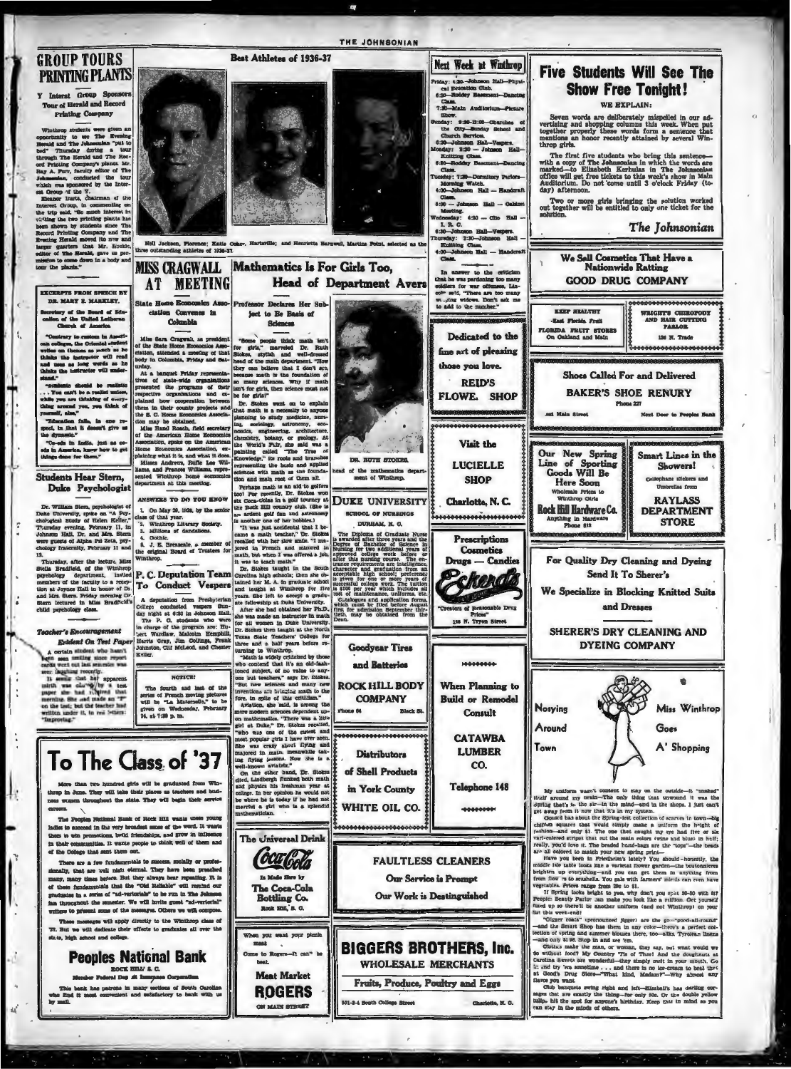## GROUP TOURS PRINTING PLANTS

### Y Interest Group Sponsors Tour of Herald and Record Printing Company

Winthrop students were given an opportunity to see The Evening Herald and The Johnsonian "put to bed" Thursday during a tour through The Herald and The Record Printing Company's plants. Mr. Ray A. Furr, faculty editor of The Johnsonian, conducted the tour which was sponsored by the Interest Group of the Y.

Eleanor Harris, chairman of the Interest Group, in commenting on the trip said, "So much interest in visiting the two printing plants has been shown by students since The Record Printing Company and The Evening Herald moved its new and larger quarters that Mr. Hooker, editor of The Herald, gave us permission to come down in a body and tour the plants."

### EXCERPTS FROM SPEECH BY DR. MARY E. MARKLEY,

Secretary of the Board of Education of the United Lutheran Church of America.

"Contrary to custom in American colleges, the Oriental student writes on themes as much as he thinks the instructor will read and uses as long words as he thinks the instructor will understand."

"... students should be realistic ... You can't be a realist unless, while you are thinking of everything around you, you think of yourself, also."

"Education fails, in one respect, in that it doesn't give us the dynamic."

"Co-eds in India, just as co-eds in America, know how to get things done for them."

## Students Hear Stern, Duke Psychologist

Dr. William Stern, psychologist of Duke University, spoke on "A Psychological Study of Helen Keller," Thursday evening, February 11, in Johnson Hall. Dr. and Mrs. Stern were guests of Alpha Psi Zeta, psychology fraternity, February 11 and 12.

Thursday, after the lecture, Miss Stella Bradfield, of the Winthrop psychology department, invited members of the faculty to a reception at Joynes Hall in honor of Dr. and Mrs. Stern. Friday morning Dr. Stern lectured in Miss Bradfield's child psychology class.

### Teacher's Encouragement Evident On Test Paper

A certain student who hasn't been seen smiling since report cards went out last semester was seen laughing recently.

It seems that her apparent mirth was caused by a test paper she had received that morning. She had made an "F" on the test; but the teacher had written under it, in red letters: "Improving."

## Best Athletes of 1936-37

Nell Jackson, Florence; Katie Coker, Hartsville; and Henrietta Barnwell, Martins Point, selected as the three outstanding athletes of 1936-37.

## MISS CRAGWALL AT MEETING

### State Home Economics Association Convenes in Columbia

Miss Sara Cragwall, as president of the State Home Economics Association, attended a meeting of that body in Columbia, Friday and Saturday.

At a banquet Friday representatives of state-wide organizations presented the programs of their respective organizations and explained how cooperation between them in their county projects and the S. C. Home Economics Association may be obtained.

Miss Hazel Roach, field secretary of the American Home Economics Association, spoke on the American Home Economics Association, explaining what it is, and what it does.

Misses Andrews, Ruffie Lee Williams, and Frances Williams, represented Winthrop home economics department at this meeting.

### ANSWERS TO DO YOU KNOW

1. On May 20, 1926, by the senior class of that year.
2. Winthrop Literary Society.
3. Millions of dandelions.
4. Gothic.
5. J. E. Breazeale, a member of the original Board of Trustees for Winthrop.

## P. C. Deputation Team To Conduct Vespers

A deputation from Presbyterian College conducted vespers Sunday night at 6:30 in Johnson Hall. The P. C. students who were in charge of the program are: Hubert Wardlaw, Malcolm Hemphill, Harris Gray, Jim Collings, Frank Johnston, Clif McLeod, and Chester Keller.

**NOTICE!**

The fourth and last of the series of French moving pictures will be "La Marseille," to be given on Wednesday, February 24, at 7:30 p. m.

## Mathematics Is For Girls Too, Head of Department Avers

### Professor Declares Her Subject to Be Basis of Sciences

"Some people think math isn't for girls," marveled Dr. Ruth Stokes, stylish and well-dressed head of the math department. "How they can believe that I don't see, because math is the foundation of so many sciences. Why if math isn't for girls, then science must not be for girls!"

Dr. Stokes went on to explain that math is a necessity to anyone planning to study medicine, nursing, sociology, astronomy, economics, engineering, architecture, chemistry, botany, or geology. At the World's Fair, she said was a painting called "The Tree of Knowledge," its roots and branches representing the basic and applied sciences with math as the foundation and main root of them all.

Perhaps math is an aid to golfers too! For recently, Dr. Stokes won six Coca-Colas in a golf tourney at the Rock Hill country club. (She is an ardent golf fan and astronomy is another one of her hobbies.)

"It was just accidental that I became a math teacher," Dr. Stokes recalled with her slow smile. "I majored in French and minored in math, but when I was offered a job, it was to teach math."

Dr. Stokes taught in the South Carolina high schools; then she obtained her M. A. in graduate school and taught at Winthrop for five years. She left to accept a graduate fellowship at Duke University.

After she had obtained her Ph.D., she was made an instructor in math for all women in Duke University. Dr. Stokes then taught at the North Texas State Teachers' College for three and a half years before returning to Winthrop.

"Math is widely criticized by those who contend that it's an old-fashioned subject, of no value to anyone but teachers," says Dr. Stokes. "But new sciences and many new inventions are bringing math to the fore, in spite of this criticism."

Aviation, she said, is among the more modern sciences dependent upon mathematics. "There was a little girl at Duke," Dr. Stokes recalled, "who was one of the cutest and most popular girls I have ever seen. She was crazy about flying and majored in math, meanwhile taking flying lessons. Now she is a well-known aviatrix."

On the other hand, Dr. Stokes cited, Lindbergh flunked both math and physics his freshman year at college. In her opinion he would not be where he is today if he had not married a girl who is a splendid mathematician.

DR. RUTH STOKES, head of the mathematics department of Winthrop.

## Next Week at Winthrop

Friday: 4:30—Johnson Hall—Physical Education Club.
6:30—Roddey Basement—Dancing Class.
7:30—Main Auditorium—Picture Show.
Sunday: 9:30-12:00—Churches of the City—Sunday School and Church Services.
6:30—Johnson Hall—Vespers.
Monday: 3:30 — Johnson Hall—Knitting Class.
6:30—Roddey Basement—Dancing Class.
Tuesday: 7:30—Dormitory Parlors—Morning Watch.
4:00—Johnson Hall — Handcraft Class.
5:00 — Johnson Hall — Cabinet Meeting.
Wednesday: 4:30 — Clio Hall — I. R. C.
6:30—Johnson Hall—Vespers.
Thursday: 3:30—Johnson Hall — Knitting Class.
4:00—Johnson Hall — Handcraft Class.

In answer to the criticism that he was pardoning too many soldiers for war offenses, Lincoln said, "There are too many weeping widows. Don't ask me to add to the number."

## Five Students Will See The Show Free Tonight!

**WE EXPLAIN:**

Seven words are deliberately mispelled in our advertising and shopping columns this week. When put together properly these words form a sentence that mentions an honor recently attained by several Winthrop girls.

The first five students who bring this sentence—with a copy of The Johnsonian in which the words are marked—to Elizabeth Kerhulas in The Johnsonian office will get free tickets to this week's show in Main Auditorium. Do not come until 3 o'clock Friday (today) afternoon.

Two or more girls bringing the solution worked out together will be entitled to only one ticket for the solution.

*The Johnsonian*

## To The Class of '37

More than two hundred girls will be graduated from Winthrop in June. They will take their places as teachers and business women throughout the state. They will begin their service careers.

The Peoples National Bank of Rock Hill wants these young ladies to succeed in the very broadest sense of the word. It wants them to win promotions, build friendships, and grow in influence in their communities. It wants people to think well of them and of the College that sent them out.

There are a few fundamentals to success, socially or professionally, that are well nigh eternal. They have been preached many, many times before. But they always bear repeating. It is of these fundamentals that the "Old Reliable" will remind our graduates in a series of "ad-vertorials" to be run in The Johnsonian throughout the semester. We will invite guest "ad-vertorial" writers to present some of the messages. Others we will compose.

These messages will apply directly to the Winthrop class of '37. But we will dedicate their effects to graduates all over the state, high school and college.

**Peoples National Bank**

ROCK HILL, S. C.

Member Federal Dep. Insurance Corporation

This bank has patrons in many sections of South Carolina who find it most convenient and satisfactory to bank with us by mail.

---

**Dedicated to the fine art of pleasing those you love.**

**REID'S FLOWE. SHOP**

---

**Visit the LUCIELLE SHOP**

Charlotte, N. C.

---

**DUKE UNIVERSITY**

SCHOOL OF NURSING

DURHAM, N. C.

The Diploma of Graduate Nurse is awarded after three years and the Degree of Bachelor of Science in Nursing for two additional years of approved college work before or after this nursing course. The entrance requirements are intelligence, character and graduation from an acceptable high school; preference is given for one or more years of successful college work. The tuition is $100 per year which includes all cost of maintenance, uniforms, etc. Catalogues and application forms, which must be filed before August first for admission September thirtieth, may be obtained from the Dean.

---

**Goodyear Tires and Batteries**

**ROCK HILL BODY COMPANY**

Phone 64 — Black St.

---

**Distributors of Shell Products in York County**

**WHITE OIL CO.**

---

**The Universal Drink**

Coca-Cola

Is Made Here by

The Coca-Cola Bottling Co.

Rock Hill, S. C.

---

When you want your picnic meat

Come to Rogers—It can't be beat.

**Meat Market**

**ROGERS**

ON MAIN STREET

---

**Prescriptions — Cosmetics — Drugs — Candies**

Eckerd's

"Creators of Reasonable Drug Prices"

138 N. Tryon Street

---

**When Planning to Build or Remodel Consult**

**CATAWBA LUMBER CO.**

Telephone 148

---

**FAULTLESS CLEANERS**

Our Service is Prompt

Our Work is Destinguished

---

**BIGGERS BROTHERS, Inc.**

WHOLESALE MERCHANTS

Fruits, Produce, Poultry and Eggs

501-3-4 South College Street — Charlotte, N. C.

---

**We Sell Cosmetics That Have a Nationwide Ratting**

**GOOD DRUG COMPANY**

---

KEEP HEALTHY

-Eat Florida Fruit

FLORIDA FRUIT STORES

On Oakland and Main

---

WRIGHT'S CHIROPODY AND HAIR CUTTING PARLOR

138 N. Trade

---

**Shoes Called For and Delivered**

**BAKER'S SHOE RENURY**

Phone 227

Main Street — Next Door to Peoples Bank

---

**Our New Spring Line of Sporting Goods Will Be Here Soon**

Wholesale Prices to Winthrop Girls

**Rock Hill Hardware Co.**

Anything in Hardware

Phone 212

---

**Smart Lines in the Showers!**

Cellophane slickers and Umbrellas from

**RAYLASS DEPARTMENT STORE**

---

**For Quality Dry Cleaning and Dyeing Send It To Sherer's**

**We Specialize in Blocking Knitted Suits and Dresses**

**SHERER'S DRY CLEANING AND DYEING COMPANY**

---

## Nosying Around Town — Miss Winthrop Goes A' Shopping

My uniform wasn't content to stay on the outside—it "snaked" itself around my brain—The only thing that unwound it was the spring that's in the air—in the mind—and in the shops. I just can't get away from it now that it's in my system.

Gould has about the Spring-iest collection of scarves in town—big chiffon squares that would simply make a uniform the height of fashion—and only $1. The one that caught my eye had five or six vari-colored stripes that cut the main colors (wine and blue) in half; really, you'd love it. The beaded hand-bags are the "tops"—the beads are all colored to match your new spring print—

Have you been in Friedheim's lately? You should—honestly, the middle isle table looks like a verital flower garden—the boutonnieres brighten up everything—and you can get them in anything from from flow 's to seashells. You gals with farmers' minds can even have vegetables. Prices range from 25c to $1.

If Spring looks bright to you, why don't you spit 50-50 with it? People! Beauty Parlor can make you look like a million. Get yourself fixed up so there'll be another uniform (and not Winthrop) on your list this week-end!

"Gigger coats" (pronounced jigger) are the go—"good-all-round"—and the Smart Shop has them in any color—there's a perfect collection of spring and summer blouses there, too—silks, Tyrolean linens—and only $1.95. Stop in and see 'em.

Clothes make the man, or woman, they say, but what would we do without food? My Country 'Tis of Thee! And the doughnuts at Carolina Sweets are wonderful—they simply melt in your mouth. Go in and try 'em sometime . . . and there is no ice-cream to beat that at Good's Drug Store—"What kind, Madam?"—Why almost any flavor you want.

Club banquets swing right and left—Kimball's has darling corsages that are exactly the thing—for only 50c. Or the double yellow tulip, hit the spot for anyone's birthday. Keep this in mind so you can stay in the minds of others.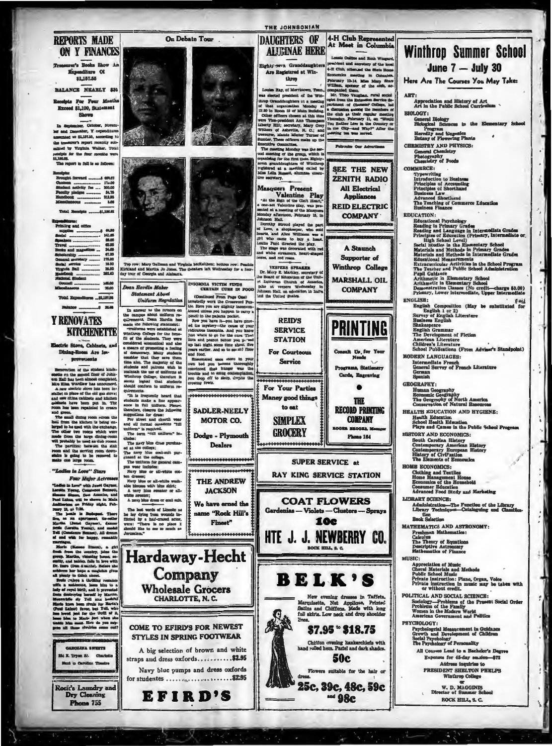# REPORTS MADE ON Y FINANCES

**Treasurer's Books Show An Expenditure Of $1,187.55**

**BALANCE NEARLY $30**

**Receipts For Four Months Exceed $1,100, Statement Shows**

In September, October, November and December, Y expenditures amounted to $1,187.55, according to the treasurer's report recently submitted by Virginia Walker. Total receipts for the four months were $1,186.03.

The report in full is as follows:

Receipts:

| | |
|---|---|
| Brought forward | $ 409.57 |
| Canteen | 17.00 |
| Student activity fee | 300.00 |
| Faculty pledges | 34.75 |
| Handbook | 311.85 |
| Miscellaneous | 3.05 |
| Total Receipts | $1,186.03 |

Expenditures:

| | |
|---|---|
| Printing and office supplies | $ 64.90 |
| Social | 141.65 |
| Speakers | 30.05 |
| Travel | 63.95 |
| Books and magazines | 24.65 |
| Scholarship | 67.35 |
| General secretary | 175.00 |
| Social service | 19.50 |
| Virginia Ball | 25.00 |
| Handbook | 302.63 |
| National Student Council | 165.00 |
| Miscellaneous | 20.00 |
| Total Expenditures | $1,187.55 |
| Balance | $ 28.48 |

# Y RENOVATES KITCHENETTE

**Electric Stove, Cabinets, and Dining-Room Are Improvements**

Renovation of the student kitchenette on the second floor of Johnson Hall has been almost completed, Miss Ellen Wardlaw has announced.

A new electric stove has been installed in place of the old gas stove; and new china cabinets and kitchen cabinets have been put in. The room has been repainted in cream and green.

The small dining room across the hall from the kitchen is being enlarged to be used with the exchange. The other two rooms which were made from the large dining-room will probably be used as club rooms. The partition between the small room and the serving room downstairs is going to be removed to make one large room.

## "Ladies in Love" Stars Four Major Actresses

"Ladies in Love" with Janet Gaynor, Loretta Young, Constance Bennett, Simone Simon, Don Ameche, and Paul Lukas, will be shown in Main Auditorium on Friday night, February 19, at 7:30.

The locale is Budapest. There live, as an apartment, tie-seller Martha (Janet Gaynor), dancer Susie (Loretta Young), and model Yoli (Constance Bennett). All dream of and wish for happy, romantic marriages.

Marie (Simone Simon), a girl fresh from the country, joins the group. Martha, vivacious house, secretly, and nobler, falls in love with Dr. Imre (Don Ameche). Before she achieves her hope a magician gives all plenty to think about.

Susie enjoys a thrilling romance with a nobleman, loses him to a lady of noble birth, and is prevented from destroying herself by Martha. Meanwhile sly Yoli and bashful Marie have been rivals for Marie's (Paul Lukas) favor, but Yoli, who has loved just for the thrill of it, loses him to Marie just when she wants him most. How do you suppose all these rivalries come out?

---

**CAROLINA SWEETS**
324 E. Trade St. Charlotte
Next to Carolina Theatre

---

**Rock's Laundry and Dry Cleaning**
Phone 755

---

## On Debate Tour

Top row: Mary Gallman and Virginia McKeithen; bottom row: Peachie Kirkland and Martha Jo Jones. The debaters left Wednesday for a four-day tour of Georgia and Alabama.

## Dean Hardin Makes Statement About Uniform Regulation

In answer to the rumors on the campus about uniform requirements, Dean Hardin has made the following statement:

"Uniforms were established at Winthrop College for the benefit of the students. They were considered economical and also a means of promoting a feeling of democracy. Many students consider that they save them time also. The majority of the students and patrons wish to maintain the use of uniforms at Winthrop College, therefore it seems logical that students should conform to uniform requirements.

"It is frequently heard that students make a fine appearance in full uniform. Please, therefore, observe the following suggestions for dress:

For street and church wear and all formal occasions "full uniform" is required.

The term "full uniform" includes:

The navy blue dress purchased at the college;

The navy blue coat-suit purchased at the college.

The uniform for general campus wear includes:

Navy blue or all-white cotton dresses;

Navy blue or all-white washable blouses with blue skirt;

A navy blue sweater or all-white sweater;

A navy blue dress or coat suit.

The last words of Lincoln as he lay dying from wounds inflicted by a half-crazed actor, were: "There is no place I should like to see so much as Jerusalem."

## INSOMNIA VICTIM FINDS CERTAIN CURE IN FOOD

(Continued From Page One)

terestedly work the Crossword Puzzle. Here you are slightly inconvenienced unless you happen to carry a pencil to the pajama pocket.

Now you have it—you have proved its mystery—the cause of your ridiculous insomnia. And you know just where to go for the cure. That Ritz and peanut butter you passed up last night some time about five years earlier. And so to ... floor and food.

Ensconced once more in your own bed you become thoroughly convinced that hunger was the trouble and in smug contemplation, you drop off to sleep, despite the crowing fowls.

---

**SADLER-NEELY MOTOR CO.**

Dodge - Plymouth Dealers

---

**THE ANDREW JACKSON**

We have earned the name "Rock Hill's Finest"

---

# Hardaway-Hecht Company

**Wholesale Grocers**
CHARLOTTE, N. C.

---

**COME TO EFIRD'S FOR NEWEST STYLES IN SPRING FOOTWEAR**

A big selection of brown and white straps and dress oxfords ........... $2.95

Navy blue pumps and dress oxfords for studentes ........................ $2.95

**EFIRD'S**

---

# DAUGHTERS OF ALUMNAE HERE

**Eighty-seven Granddaughters Are Registered at Winthrop**

Louise Ray, of Morristown, Tenn., was elected president of the Winthrop Granddaughters at a meeting of that organization Monday at 12:30 in Room 13 of Main Building.

Other officers chosen at this time were Vice-president Ann Thompson Liberty Hill; secretary, Mary Grey Withers of Asheville, N. C.; and treasurer, Maude Minter Turner of Sumter. These officers make up the Executive Committee.

The meeting Monday was the second meeting of the group, which is organizing for the first time. Eighty-seven granddaughters of Winthrop registered at a meeting called by Miss Leila Russell, alumnae executive secretary.

## Masquers Present Valentine Play

"At the Sign of the Cleft Heart," a one-act Valentine play, was presented at a meeting of the Masquers Monday afternoon, February 15, in Johnson Hall.

Dorothy Stroud played the part of Love, a shopkeeper, who sold hearts, and Alice Williman was a girl who came to buy a heart. Louise Pant directed the play.

The stage was decorated with red and white streamers, heart-shaped boxes, and red roses.

**VESPERS SPEAKER**

Dr. Mary E. Markley, secretary of the Board of Education of the United Lutheran Church of America, spoke at vespers Wednesday in Johnson Hall on education in India and the United States.

---

**REID'S SERVICE STATION**

For Courteous Service

---

**For Your Parties**

Maney good things to eat

**SIMPLEX GROCERY**

---

## 4-H Club Represented At Meet in Columbia

Louise Collins and Ruth Wingard, president and secretary of the local 4-H Club, attended the State Home Economics meeting in Columbia, February 13-14. Miss Mary Shaw William, sponsor of the club, accompanied them.

Mr. Theo Vaughan, rural sociologist from the Extension Service department of Clemson College, led a discussion among the members of the club at their regular meeting Thursday, February 11, on "Would You Rather Live in the Country or in the City—and Why?" After the meeting tea was served.

Patronize Our Advertisers

---

**SEE THE NEW ZENITH RADIO**

All Electrical Appliances

**REID ELECTRIC COMPANY**

---

**A Staunch Supporter of Winthrop College**

**MARSHALL OIL COMPANY**

---

**PRINTING**

Consult Us, for Your Needs

Programs, Stationery Cards, Engraving

**THE RECORD PRINTING COMPANY**

ROGER BROOKS, Manager

Phone 164

---

**SUPER SERVICE at RAY KING SERVICE STATION**

---

**COAT FLOWERS**

Gardenias — Violets — Clusters — Sprays

**10c**

**THE J. J. NEWBERRY CO.**
ROCK HILL, S. C.

---

# BELK'S

New evening dresses in Taffeta, Marquisette, Net Applique, Printed Satins and Chiffons. Made with long full skirts. Low neck and drop shoulder lines.

**$7.95 to $18.75**

Chiffon evening handkerchiefs with hand rolled hem. Pastel and dark shades.

**50c**

Flowers suitable for the hair or dress.

**25c, 39c, 48c, 59c and 98c**

---

# Winthrop Summer School

## June 7 — July 30

**Here Are The Courses You May Take:**

**ART:**
Appreciation and History of Art
Art in the Public School Curriculum

**BIOLOGY:**
General Biology
Biological Sciences in the Elementary School Program
Heredity and Eugenics
Botany of Flowering Plants

**CHEMISTRY AND PHYSICS:**
General Chemistry
Photography
Chemistry of Foods

**COMMERCE:**
Typewriting
Introduction to Business
Principles of Accounting
Principles of Shorthand
Business Law
Advanced Shorthand
The Teaching of Commerce Education
Business Finance

**EDUCATION:**
Educational Psychology
Reading in Primary Grades
Reading and Language in Intermediate Grades
Principles of Education (Primary, Intermediate or High School Level)
Social Studies in the Elementary School
Materials and Methods in Primary Grades
Materials and Methods in Intermediate Grades
Educational Measurements
Extracurricular Activities in the School Program
The Teacher and Public School Administration
Pupil Guidance
Arithmetic in Elementary School
Arithmetic in Elementary School
Demonstration Classes (No credit—charge $3.00)
Primary, Lower Intermediate, Upper Intermediate

**ENGLISH:**
English Composition (May be substituted for English 1 or 2)
Survey of English Literature
Business English
Shakespeare
English Grammar
The Development of Fiction
American Literature
Children's Literature
School Publications (From Adviser's Standpoint)

**MODERN LANGUAGES:**
Intermediate French
General Survey of French Literature
German
Spanish

**GEOGRAPHY:**
Human Geography
Economic Geography
The Geography of North America
Conservation of Natural Resources

**HEALTH EDUCATION AND HYGIENE:**
Health Education
School Health Education
Plays and Games in the Public School Program

**HISTORY AND ECONOMICS:**
South Carolina History
Contemporary American History
Contemporary European History
History of Civilization
The Elements of Economics

**HOME ECONOMICS:**
Clothing and Textiles
Home Management House
Economics of the Household
Consumer Education
Advanced Food Study and Marketing

**LIBRARY SCIENCE:**
Administration—The Function of the Library
Library Technique—Cataloging and Classification
Book Selection

**MATHEMATICS AND ASTRONOMY:**
Freshman Mathematics
Calculus
The Theory of Equations
Descriptive Astronomy
Mathematics of Finance

**MUSIC:**
Appreciation of Music
Choral Materials and Methods
Public School Music
Private Instruction: Piano, Organ, Voice
Private instruction in music may be taken with or without credit.

**POLITICAL AND SOCIAL SCIENCE:**
Sociology—Problems of the Present Social Order
Problems of the Family
Women in the Modern World
American Government and Politics

**PSYCHOLOGY:**
Psychological Measurement in Guidance
Growth and Development of Children
Social Psychology
The Psychology of Personality

All Courses Lead to a Bachelor's Degree

Expenses for 45-day session—$72

Address inquiries to
PRESIDENT SHELTON PHELPS
Winthrop College
or
W. D. MAGGINIS
Director of Summer School
ROCK HILL, S. C.